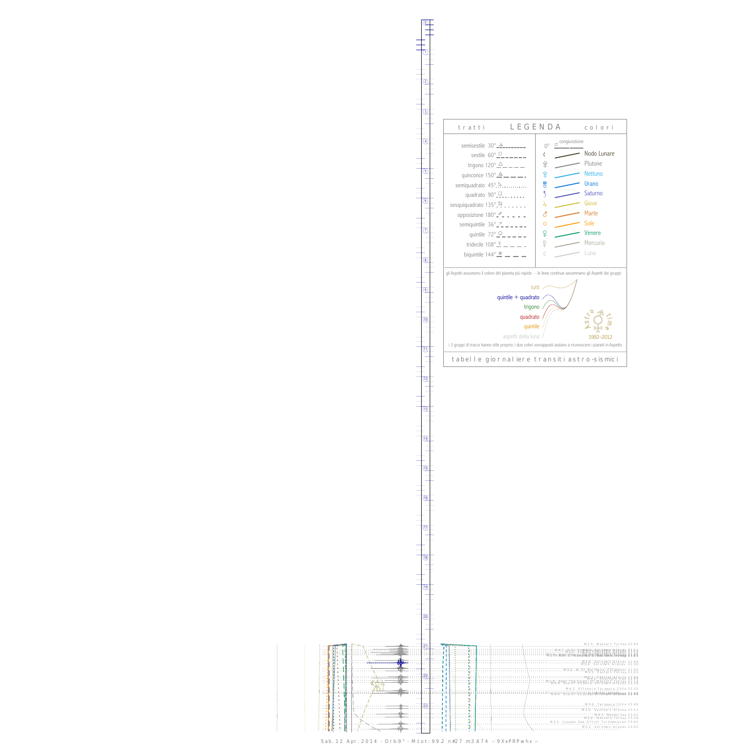# LEGENDA

**tratti** — **colori**

| tratti | | colori | |
|---|---|---|---|
| semisestile 30° | | 0° | congiunzione |
| sestile 60° | | | Nodo Lunare |
| trigono 120° | | | Plutone |
| quinconce 150° | | | Nettuno |
| semiquadrato 45° | | | Urano |
| quadrato 90° | | | Saturno |
| sesquiquadrato 135° | | | Giove |
| opposizione 180° | | | Marte |
| semiquintile 36° | | | Sole |
| quintile 72° | | | Venere |
| tridecile 108° | | | Mercurio |
| biquintile 144° | | | Luna |

gli Aspetti assumono il colore del pianeta più rapido - le linee continue assommano gli Aspetti dei gruppi:

- tutti
- quintile + quadrato
- trigono
- quadrato
- quintile
- aspetti della luna

Astro time 1992–2012

i 3 gruppi di tracce hanno stile proprio; i due colori sovrapposti aiutano a riconoscere i pianeti in Aspetto

tabelle giornaliere transiti astro-sismici

M 2.5 Western Turkey 21:05

M 5.6 Solomon Islands 21:34

M 2.5 Eastern Turkey 21:55

M 4.3 Offshore Tarapaca Chile 22:35

M 3.0 Tarapaca Chile 23:06

M 3.0 Southern Alaska 23:11

M 3.1 Banda Sea 23:22

M 2.6 Western Turkey 23:28

M 3.3 Caspian Sea, Offshr Turkmenistan 23:42

M 5.1 Solomon Islands 23:52

Sab. 12 Apr. 2014 - Orb:9° - M.tot: 99.2 n#27 m:3.674 -: 9XxPRPwhx :-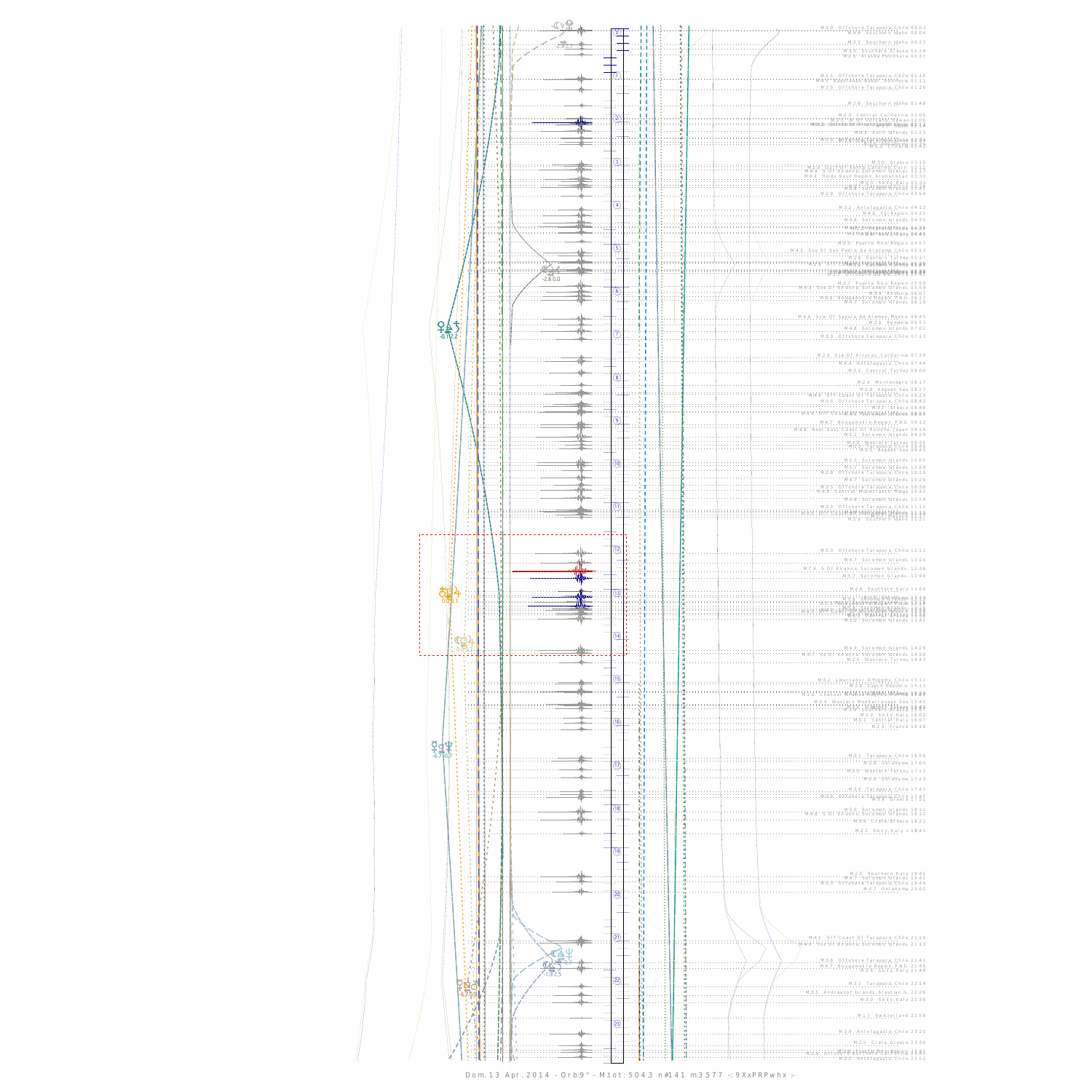M3.0 Offshore Tarapaca Chile 00:03
M4.9 Southern Idaho 00:04
M3.2 Southern Idaho 00:23
M2.5 Southern Alaska 00:29
M2.6 Alaska Peninsula 00:37
M2.5 Offshore Tarapaca Chile 01:10
M3.5 Offshore Tarapaca Chile 01:26
M2.6 Southern Idaho 01:48
M2.3 Central California 02:05
M4.6 Kuril Islands 02:23
M3.0 Greece 03:10
M4.4 Hindu Kush Region Afghanistan 03:30
M2.9 Offshore Tarapaca Chile 03:54
M3.2 Antofagasta Chile 04:13
M4.6 Fiji Region 04:21
M4.6 Solomon Islands 04:31
M2.5 Puerto Rico Region 04:57
M4.5 Sse Of San Pedro De Atacama Chile 05:13
M2.6 Eastern Turkey 05:17
M2.7 Puerto Rico Region 05:59
M2.4 Romania 06:07
M4.6 Bougainville Region P.N.G. 06:13
M4.7 Solomon Islands 06:19
M4.6 Ssw Of Sayula De Aleman Mexico 06:45
M2.6 Romania 06:53
M4.3 Solomon Islands 07:02
M3.3 Offshore Tarapaca Chile 07:13
M2.9 Ese Of Alturas California 07:39
M4.4 Antofagasta Chile 07:44
M3.2 Central Turkey 08:00
M2.4 Montenegro 08:17
M2.8 Aegean Sea 08:27
M3.5 Offshore Tarapaca Chile 08:43
M4.7 Bougainville Region P.N.G. 09:12
M4.3 Near East Coast Of Honshu Japan 09:16
M5.2 Solomon Islands 09:29
M2.5 Western Turkey 09:35
M2.5 Aegean Sea 09:45
M5.4 Solomon Islands 10:05
M5.1 Solomon Islands 10:09
M2.8 Offshore Tarapaca Chile 10:16
M4.7 Solomon Islands 10:26
M4.8 Central Mid-Atlantic Ridge 10:43
M4.9 Solomon Islands 10:54
M3.3 Offshore Tarapaca Chile 11:10
M3.6 Southern Idaho 11:21
M5.3 Offshore Tarapaca Chile 12:11
M4.7 Solomon Islands 12:24
M7.4 S Of Kirakira Solomon Islands 12:36
M5.7 Solomon Islands 12:46
M2.6 Southern Italy 13:04
M5.2 Solomon Islands 13:42
M4.9 Solomon Islands 14:26
M4.7 Ssw Of Kirakira Solomon Islands 14:30
M2.5 Western Turkey 14:43
M3.2 Libertador O'Higgins Chile 15:11
M2.8 Czech Republic 15:13
M3.4 Western Mediterranean Sea 15:41
M2.2 Sicily Italy 16:00
M2.2 Central Italy 16:07
M2.3 France 16:16
M3.1 Tarapaca Chile 16:56
M2.8 Oklahoma 17:00
M2.5 Western Turkey 17:12
M2.9 Oklahoma 17:23
M3.0 Tarapaca Chile 17:43
M5.0 Solomon Islands 18:11
M4.8 S Of Kirakira Solomon Islands 18:11
M3.9 Crete Greece 18:22
M2.2 Sicily Italy 18:41
M2.0 Southern Italy 19:41
M4.7 Solomon Islands 19:41
M2.5 Offshore Tarapaca Chile 19:48
M3.7 Oklahoma 20:02
M4.1 Off Coast Of Tarapaca Chile 21:10
M4.3 Ssw Of Kirakira Solomon Islands 21:13
M3.6 Offshore Tarapaca Chile 21:41
M4.7 Bougainville Region P.N.G. 21:49
M2.8 Sicily Italy 21:49
M3.1 Tarapaca Chile 22:14
M3.5 Andreanof Islands Aleutian Is. 22:26
M3.0 Sicily Italy 22:36
M1.7 Switzerland 22:58
M3.9 Antofagasta Chile 23:20
M2.5 Crete Greece 23:36
M3.1 Antofagasta Chile 23:52

-2.6 0.0
-0.1 2.2
0.0 0.3
0.0 0.3
-6.7 0.7
-1.9 2.5

Dom.13 Apr.2014 - Orb:9° - M.tot: 504.3 n#141 m:3.577 -: 9XxPRPwhx :-